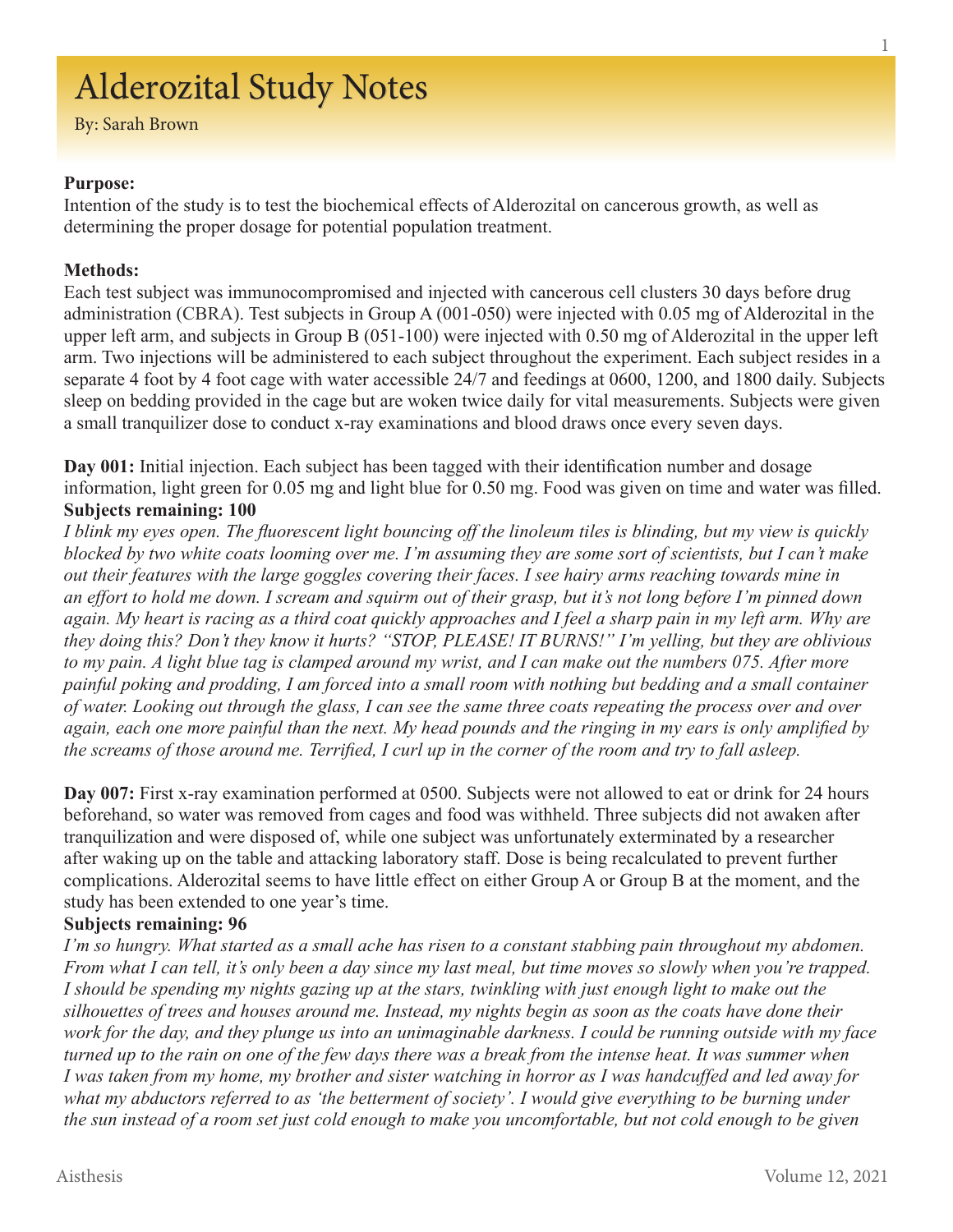# Alderozital Study Notes

By: Sarah Brown

**Purpose:**

Intention of the study is to test the biochemical effects of Alderozital on cancerous growth, as well as determining the proper dosage for potential population treatment.

**Methods:**

Each test subject was immunocompromised and injected with cancerous cell clusters 30 days before drug administration (CBRA). Test subjects in Group A (001-050) were injected with 0.05 mg of Alderozital in the upper left arm, and subjects in Group B (051-100) were injected with 0.50 mg of Alderozital in the upper left arm. Two injections will be administered to each subject throughout the experiment. Each subject resides in a separate 4 foot by 4 foot cage with water accessible 24/7 and feedings at 0600, 1200, and 1800 daily. Subjects sleep on bedding provided in the cage but are woken twice daily for vital measurements. Subjects were given a small tranquilizer dose to conduct x-ray examinations and blood draws once every seven days.

**Day 001:** Initial injection. Each subject has been tagged with their identification number and dosage information, light green for 0.05 mg and light blue for 0.50 mg. Food was given on time and water was filled.

**Subjects remaining: 100**

*I blink my eyes open. The fluorescent light bouncing off the linoleum tiles is blinding, but my view is quickly blocked by two white coats looming over me. I'm assuming they are some sort of scientists, but I can't make out their features with the large goggles covering their faces. I see hairy arms reaching towards mine in an effort to hold me down. I scream and squirm out of their grasp, but it's not long before I'm pinned down again. My heart is racing as a third coat quickly approaches and I feel a sharp pain in my left arm. Why are they doing this? Don't they know it hurts? "STOP, PLEASE! IT BURNS!" I'm yelling, but they are oblivious to my pain. A light blue tag is clamped around my wrist, and I can make out the numbers 075. After more painful poking and prodding, I am forced into a small room with nothing but bedding and a small container of water. Looking out through the glass, I can see the same three coats repeating the process over and over again, each one more painful than the next. My head pounds and the ringing in my ears is only amplified by the screams of those around me. Terrified, I curl up in the corner of the room and try to fall asleep.*

**Day 007:** First x-ray examination performed at 0500. Subjects were not allowed to eat or drink for 24 hours beforehand, so water was removed from cages and food was withheld. Three subjects did not awaken after tranquilization and were disposed of, while one subject was unfortunately exterminated by a researcher after waking up on the table and attacking laboratory staff. Dose is being recalculated to prevent further complications. Alderozital seems to have little effect on either Group A or Group B at the moment, and the study has been extended to one year's time.

**Subjects remaining: 96**

*I'm so hungry. What started as a small ache has risen to a constant stabbing pain throughout my abdomen. From what I can tell, it's only been a day since my last meal, but time moves so slowly when you're trapped. I should be spending my nights gazing up at the stars, twinkling with just enough light to make out the silhouettes of trees and houses around me. Instead, my nights begin as soon as the coats have done their work for the day, and they plunge us into an unimaginable darkness. I could be running outside with my face turned up to the rain on one of the few days there was a break from the intense heat. It was summer when I was taken from my home, my brother and sister watching in horror as I was handcuffed and led away for what my abductors referred to as 'the betterment of society'. I would give everything to be burning under the sun instead of a room set just cold enough to make you uncomfortable, but not cold enough to be given*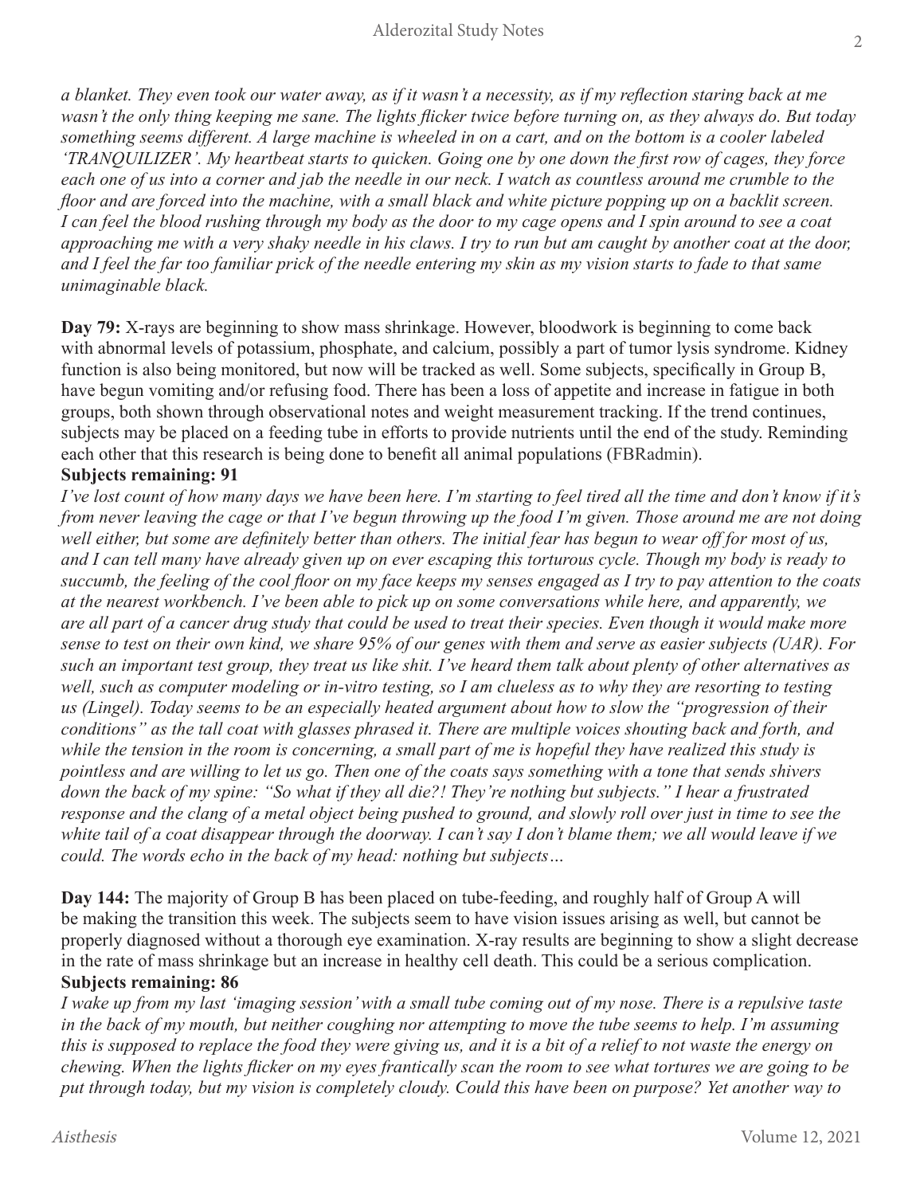*a blanket. They even took our water away, as if it wasn't a necessity, as if my reflection staring back at me wasn't the only thing keeping me sane. The lights flicker twice before turning on, as they always do. But today something seems different. A large machine is wheeled in on a cart, and on the bottom is a cooler labeled 'TRANQUILIZER'. My heartbeat starts to quicken. Going one by one down the first row of cages, they force each one of us into a corner and jab the needle in our neck. I watch as countless around me crumble to the floor and are forced into the machine, with a small black and white picture popping up on a backlit screen. I can feel the blood rushing through my body as the door to my cage opens and I spin around to see a coat approaching me with a very shaky needle in his claws. I try to run but am caught by another coat at the door, and I feel the far too familiar prick of the needle entering my skin as my vision starts to fade to that same unimaginable black.*

**Day 79:** X-rays are beginning to show mass shrinkage. However, bloodwork is beginning to come back with abnormal levels of potassium, phosphate, and calcium, possibly a part of tumor lysis syndrome. Kidney function is also being monitored, but now will be tracked as well. Some subjects, specifically in Group B, have begun vomiting and/or refusing food. There has been a loss of appetite and increase in fatigue in both groups, both shown through observational notes and weight measurement tracking. If the trend continues, subjects may be placed on a feeding tube in efforts to provide nutrients until the end of the study. Reminding each other that this research is being done to benefit all animal populations (FBRadmin).

**Subjects remaining: 91**

*I've lost count of how many days we have been here. I'm starting to feel tired all the time and don't know if it's from never leaving the cage or that I've begun throwing up the food I'm given. Those around me are not doing well either, but some are definitely better than others. The initial fear has begun to wear off for most of us, and I can tell many have already given up on ever escaping this torturous cycle. Though my body is ready to succumb, the feeling of the cool floor on my face keeps my senses engaged as I try to pay attention to the coats at the nearest workbench. I've been able to pick up on some conversations while here, and apparently, we are all part of a cancer drug study that could be used to treat their species. Even though it would make more sense to test on their own kind, we share 95% of our genes with them and serve as easier subjects (UAR). For such an important test group, they treat us like shit. I've heard them talk about plenty of other alternatives as well, such as computer modeling or in-vitro testing, so I am clueless as to why they are resorting to testing us (Lingel). Today seems to be an especially heated argument about how to slow the "progression of their conditions" as the tall coat with glasses phrased it. There are multiple voices shouting back and forth, and while the tension in the room is concerning, a small part of me is hopeful they have realized this study is pointless and are willing to let us go. Then one of the coats says something with a tone that sends shivers down the back of my spine: "So what if they all die?! They're nothing but subjects." I hear a frustrated response and the clang of a metal object being pushed to ground, and slowly roll over just in time to see the white tail of a coat disappear through the doorway. I can't say I don't blame them; we all would leave if we could. The words echo in the back of my head: nothing but subjects…*

**Day 144:** The majority of Group B has been placed on tube-feeding, and roughly half of Group A will be making the transition this week. The subjects seem to have vision issues arising as well, but cannot be properly diagnosed without a thorough eye examination. X-ray results are beginning to show a slight decrease in the rate of mass shrinkage but an increase in healthy cell death. This could be a serious complication.

**Subjects remaining: 86**

*I wake up from my last 'imaging session' with a small tube coming out of my nose. There is a repulsive taste in the back of my mouth, but neither coughing nor attempting to move the tube seems to help. I'm assuming this is supposed to replace the food they were giving us, and it is a bit of a relief to not waste the energy on chewing. When the lights flicker on my eyes frantically scan the room to see what tortures we are going to be put through today, but my vision is completely cloudy. Could this have been on purpose? Yet another way to*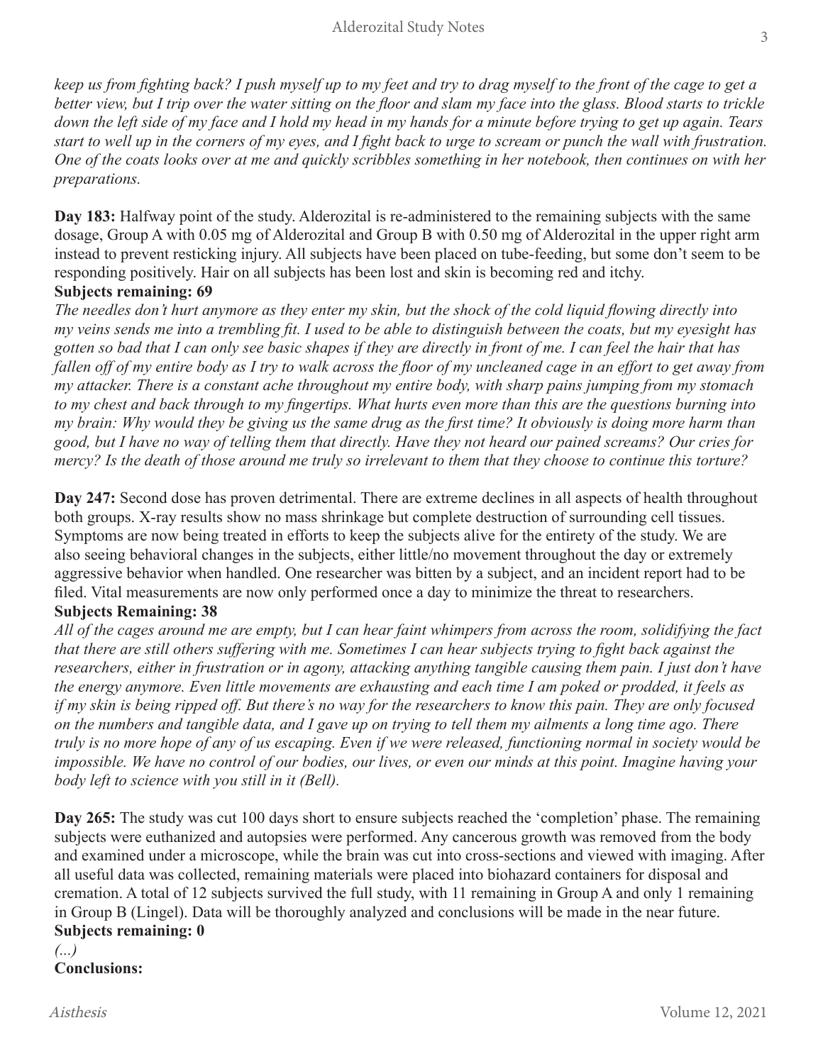*keep us from fighting back? I push myself up to my feet and try to drag myself to the front of the cage to get a better view, but I trip over the water sitting on the floor and slam my face into the glass. Blood starts to trickle down the left side of my face and I hold my head in my hands for a minute before trying to get up again. Tears start to well up in the corners of my eyes, and I fight back to urge to scream or punch the wall with frustration. One of the coats looks over at me and quickly scribbles something in her notebook, then continues on with her preparations.*

**Day 183:** Halfway point of the study. Alderozital is re-administered to the remaining subjects with the same dosage, Group A with 0.05 mg of Alderozital and Group B with 0.50 mg of Alderozital in the upper right arm instead to prevent resticking injury. All subjects have been placed on tube-feeding, but some don't seem to be responding positively. Hair on all subjects has been lost and skin is becoming red and itchy.

**Subjects remaining: 69**

*The needles don't hurt anymore as they enter my skin, but the shock of the cold liquid flowing directly into my veins sends me into a trembling fit. I used to be able to distinguish between the coats, but my eyesight has gotten so bad that I can only see basic shapes if they are directly in front of me. I can feel the hair that has fallen off of my entire body as I try to walk across the floor of my uncleaned cage in an effort to get away from my attacker. There is a constant ache throughout my entire body, with sharp pains jumping from my stomach to my chest and back through to my fingertips. What hurts even more than this are the questions burning into my brain: Why would they be giving us the same drug as the first time? It obviously is doing more harm than good, but I have no way of telling them that directly. Have they not heard our pained screams? Our cries for mercy? Is the death of those around me truly so irrelevant to them that they choose to continue this torture?*

**Day 247:** Second dose has proven detrimental. There are extreme declines in all aspects of health throughout both groups. X-ray results show no mass shrinkage but complete destruction of surrounding cell tissues. Symptoms are now being treated in efforts to keep the subjects alive for the entirety of the study. We are also seeing behavioral changes in the subjects, either little/no movement throughout the day or extremely aggressive behavior when handled. One researcher was bitten by a subject, and an incident report had to be filed. Vital measurements are now only performed once a day to minimize the threat to researchers.

**Subjects Remaining: 38**

*All of the cages around me are empty, but I can hear faint whimpers from across the room, solidifying the fact that there are still others suffering with me. Sometimes I can hear subjects trying to fight back against the researchers, either in frustration or in agony, attacking anything tangible causing them pain. I just don't have the energy anymore. Even little movements are exhausting and each time I am poked or prodded, it feels as if my skin is being ripped off. But there's no way for the researchers to know this pain. They are only focused on the numbers and tangible data, and I gave up on trying to tell them my ailments a long time ago. There truly is no more hope of any of us escaping. Even if we were released, functioning normal in society would be impossible. We have no control of our bodies, our lives, or even our minds at this point. Imagine having your body left to science with you still in it (Bell).*

**Day 265:** The study was cut 100 days short to ensure subjects reached the 'completion' phase. The remaining subjects were euthanized and autopsies were performed. Any cancerous growth was removed from the body and examined under a microscope, while the brain was cut into cross-sections and viewed with imaging. After all useful data was collected, remaining materials were placed into biohazard containers for disposal and cremation. A total of 12 subjects survived the full study, with 11 remaining in Group A and only 1 remaining in Group B (Lingel). Data will be thoroughly analyzed and conclusions will be made in the near future.

**Subjects remaining: 0**

*(...)*

**Conclusions:**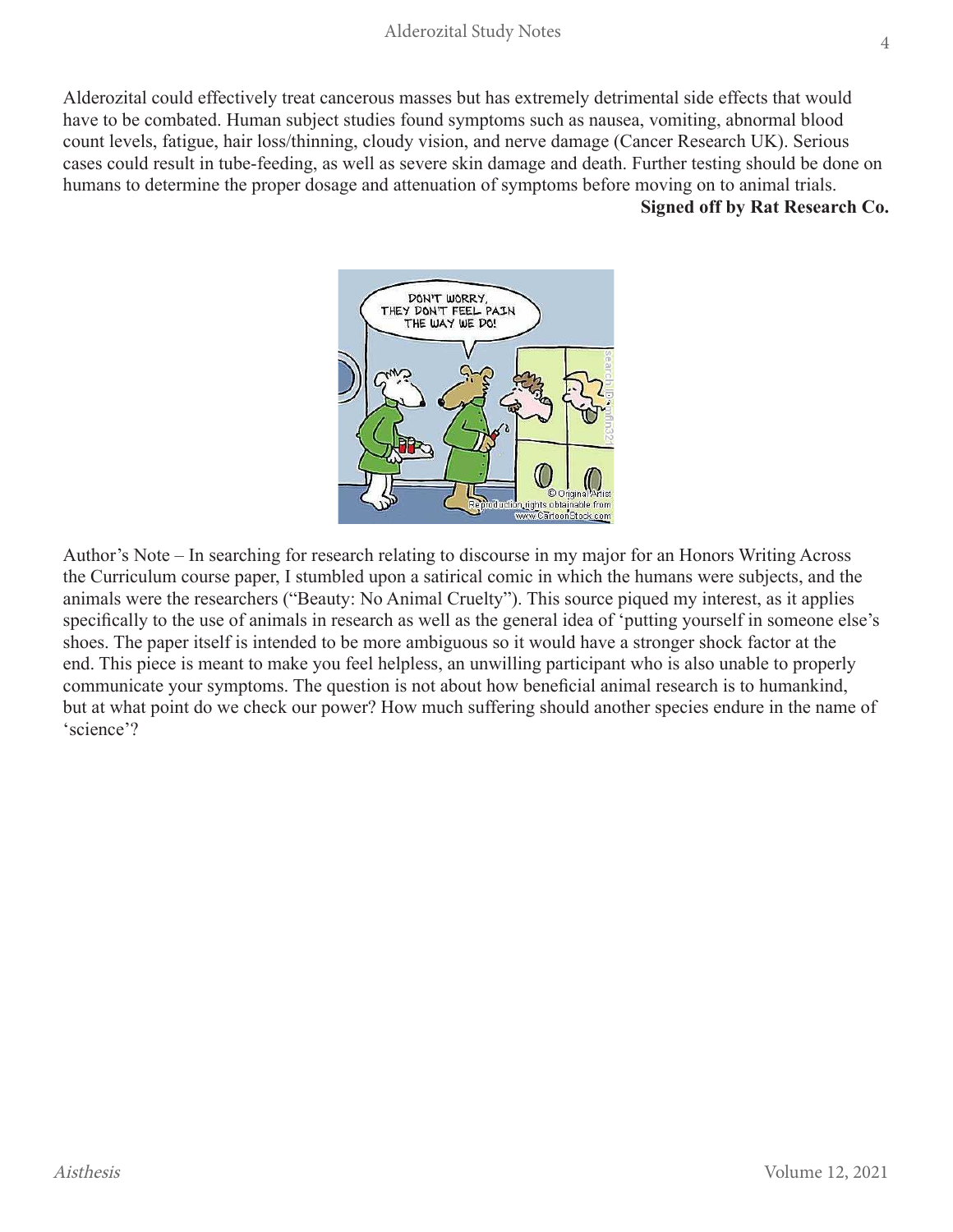Alderozital could effectively treat cancerous masses but has extremely detrimental side effects that would have to be combated. Human subject studies found symptoms such as nausea, vomiting, abnormal blood count levels, fatigue, hair loss/thinning, cloudy vision, and nerve damage (Cancer Research UK). Serious cases could result in tube-feeding, as well as severe skin damage and death. Further testing should be done on humans to determine the proper dosage and attenuation of symptoms before moving on to animal trials.

**Signed off by Rat Research Co.**

Author's Note – In searching for research relating to discourse in my major for an Honors Writing Across the Curriculum course paper, I stumbled upon a satirical comic in which the humans were subjects, and the animals were the researchers ("Beauty: No Animal Cruelty"). This source piqued my interest, as it applies specifically to the use of animals in research as well as the general idea of 'putting yourself in someone else's shoes. The paper itself is intended to be more ambiguous so it would have a stronger shock factor at the end. This piece is meant to make you feel helpless, an unwilling participant who is also unable to properly communicate your symptoms. The question is not about how beneficial animal research is to humankind, but at what point do we check our power? How much suffering should another species endure in the name of 'science'?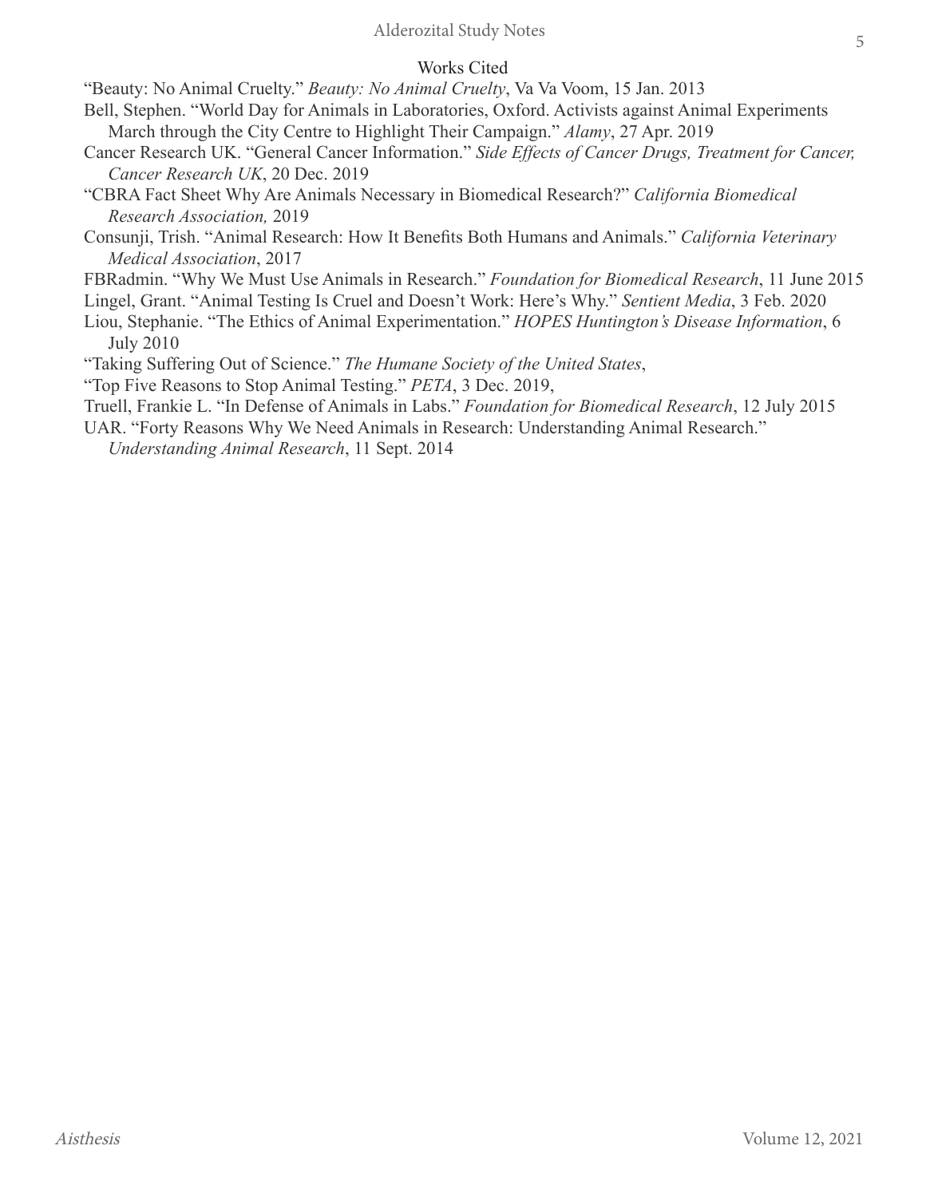## Works Cited

"Beauty: No Animal Cruelty." *Beauty: No Animal Cruelty*, Va Va Voom, 15 Jan. 2013

Bell, Stephen. "World Day for Animals in Laboratories, Oxford. Activists against Animal Experiments March through the City Centre to Highlight Their Campaign." *Alamy*, 27 Apr. 2019

Cancer Research UK. "General Cancer Information." *Side Effects of Cancer Drugs, Treatment for Cancer, Cancer Research UK*, 20 Dec. 2019

"CBRA Fact Sheet Why Are Animals Necessary in Biomedical Research?" *California Biomedical Research Association,* 2019

Consunji, Trish. "Animal Research: How It Benefits Both Humans and Animals." *California Veterinary Medical Association*, 2017

FBRadmin. "Why We Must Use Animals in Research." *Foundation for Biomedical Research*, 11 June 2015

Lingel, Grant. "Animal Testing Is Cruel and Doesn't Work: Here's Why." *Sentient Media*, 3 Feb. 2020

Liou, Stephanie. "The Ethics of Animal Experimentation." *HOPES Huntington's Disease Information*, 6 July 2010

"Taking Suffering Out of Science." *The Humane Society of the United States*,

"Top Five Reasons to Stop Animal Testing." *PETA*, 3 Dec. 2019,

Truell, Frankie L. "In Defense of Animals in Labs." *Foundation for Biomedical Research*, 12 July 2015

UAR. "Forty Reasons Why We Need Animals in Research: Understanding Animal Research." *Understanding Animal Research*, 11 Sept. 2014